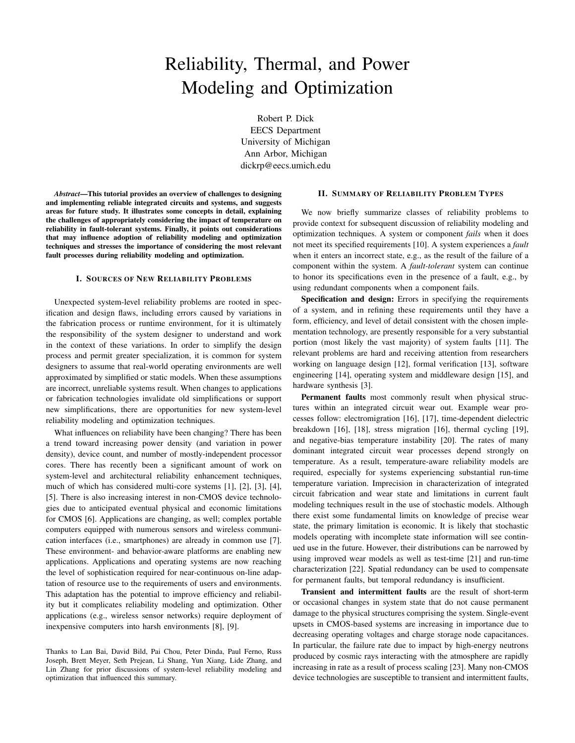# Reliability, Thermal, and Power Modeling and Optimization

Robert P. Dick
EECS Department
University of Michigan
Ann Arbor, Michigan
dickrp@eecs.umich.edu

***Abstract*—This tutorial provides an overview of challenges to designing and implementing reliable integrated circuits and systems, and suggests areas for future study. It illustrates some concepts in detail, explaining the challenges of appropriately considering the impact of temperature on reliability in fault-tolerant systems. Finally, it points out considerations that may influence adoption of reliability modeling and optimization techniques and stresses the importance of considering the most relevant fault processes during reliability modeling and optimization.**

## I. Sources of New Reliability Problems

Unexpected system-level reliability problems are rooted in specification and design flaws, including errors caused by variations in the fabrication process or runtime environment, for it is ultimately the responsibility of the system designer to understand and work in the context of these variations. In order to simplify the design process and permit greater specialization, it is common for system designers to assume that real-world operating environments are well approximated by simplified or static models. When these assumptions are incorrect, unreliable systems result. When changes to applications or fabrication technologies invalidate old simplifications or support new simplifications, there are opportunities for new system-level reliability modeling and optimization techniques.

What influences on reliability have been changing? There has been a trend toward increasing power density (and variation in power density), device count, and number of mostly-independent processor cores. There has recently been a significant amount of work on system-level and architectural reliability enhancement techniques, much of which has considered multi-core systems [1], [2], [3], [4], [5]. There is also increasing interest in non-CMOS device technologies due to anticipated eventual physical and economic limitations for CMOS [6]. Applications are changing, as well; complex portable computers equipped with numerous sensors and wireless communication interfaces (i.e., smartphones) are already in common use [7]. These environment- and behavior-aware platforms are enabling new applications. Applications and operating systems are now reaching the level of sophistication required for near-continuous on-line adaptation of resource use to the requirements of users and environments. This adaptation has the potential to improve efficiency and reliability but it complicates reliability modeling and optimization. Other applications (e.g., wireless sensor networks) require deployment of inexpensive computers into harsh environments [8], [9].

Thanks to Lan Bai, David Bild, Pai Chou, Peter Dinda, Paul Ferno, Russ Joseph, Brett Meyer, Seth Prejean, Li Shang, Yun Xiang, Lide Zhang, and Lin Zhang for prior discussions of system-level reliability modeling and optimization that influenced this summary.

## II. Summary of Reliability Problem Types

We now briefly summarize classes of reliability problems to provide context for subsequent discussion of reliability modeling and optimization techniques. A system or component *fails* when it does not meet its specified requirements [10]. A system experiences a *fault* when it enters an incorrect state, e.g., as the result of the failure of a component within the system. A *fault-tolerant* system can continue to honor its specifications even in the presence of a fault, e.g., by using redundant components when a component fails.

**Specification and design:** Errors in specifying the requirements of a system, and in refining these requirements until they have a form, efficiency, and level of detail consistent with the chosen implementation technology, are presently responsible for a very substantial portion (most likely the vast majority) of system faults [11]. The relevant problems are hard and receiving attention from researchers working on language design [12], formal verification [13], software engineering [14], operating system and middleware design [15], and hardware synthesis [3].

**Permanent faults** most commonly result when physical structures within an integrated circuit wear out. Example wear processes follow: electromigration [16], [17], time-dependent dielectric breakdown [16], [18], stress migration [16], thermal cycling [19], and negative-bias temperature instability [20]. The rates of many dominant integrated circuit wear processes depend strongly on temperature. As a result, temperature-aware reliability models are required, especially for systems experiencing substantial run-time temperature variation. Imprecision in characterization of integrated circuit fabrication and wear state and limitations in current fault modeling techniques result in the use of stochastic models. Although there exist some fundamental limits on knowledge of precise wear state, the primary limitation is economic. It is likely that stochastic models operating with incomplete state information will see continued use in the future. However, their distributions can be narrowed by using improved wear models as well as test-time [21] and run-time characterization [22]. Spatial redundancy can be used to compensate for permanent faults, but temporal redundancy is insufficient.

**Transient and intermittent faults** are the result of short-term or occasional changes in system state that do not cause permanent damage to the physical structures comprising the system. Single-event upsets in CMOS-based systems are increasing in importance due to decreasing operating voltages and charge storage node capacitances. In particular, the failure rate due to impact by high-energy neutrons produced by cosmic rays interacting with the atmosphere are rapidly increasing in rate as a result of process scaling [23]. Many non-CMOS device technologies are susceptible to transient and intermittent faults,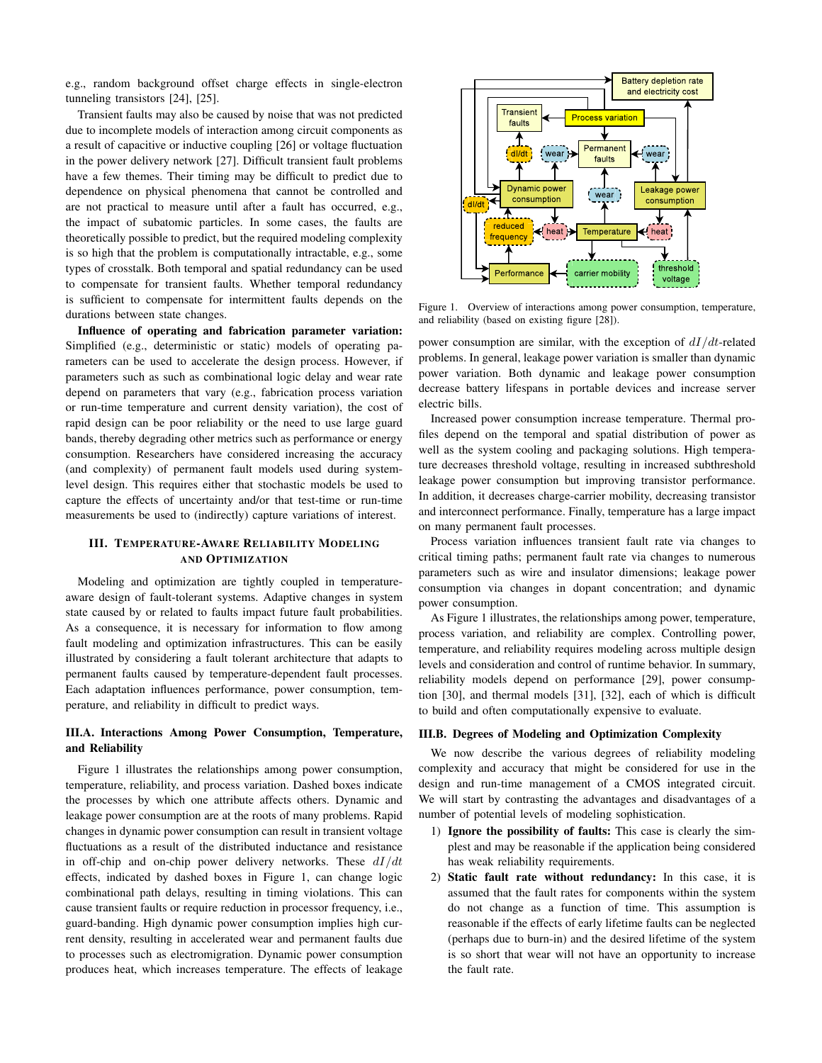e.g., random background offset charge effects in single-electron tunneling transistors [24], [25].

Transient faults may also be caused by noise that was not predicted due to incomplete models of interaction among circuit components as a result of capacitive or inductive coupling [26] or voltage fluctuation in the power delivery network [27]. Difficult transient fault problems have a few themes. Their timing may be difficult to predict due to dependence on physical phenomena that cannot be controlled and are not practical to measure until after a fault has occurred, e.g., the impact of subatomic particles. In some cases, the faults are theoretically possible to predict, but the required modeling complexity is so high that the problem is computationally intractable, e.g., some types of crosstalk. Both temporal and spatial redundancy can be used to compensate for transient faults. Whether temporal redundancy is sufficient to compensate for intermittent faults depends on the durations between state changes.

**Influence of operating and fabrication parameter variation:** Simplified (e.g., deterministic or static) models of operating parameters can be used to accelerate the design process. However, if parameters such as such as combinational logic delay and wear rate depend on parameters that vary (e.g., fabrication process variation or run-time temperature and current density variation), the cost of rapid design can be poor reliability or the need to use large guard bands, thereby degrading other metrics such as performance or energy consumption. Researchers have considered increasing the accuracy (and complexity) of permanent fault models used during system-level design. This requires either that stochastic models be used to capture the effects of uncertainty and/or that test-time or run-time measurements be used to (indirectly) capture variations of interest.

## III. Temperature-Aware Reliability Modeling and Optimization

Modeling and optimization are tightly coupled in temperature-aware design of fault-tolerant systems. Adaptive changes in system state caused by or related to faults impact future fault probabilities. As a consequence, it is necessary for information to flow among fault modeling and optimization infrastructures. This can be easily illustrated by considering a fault tolerant architecture that adapts to permanent faults caused by temperature-dependent fault processes. Each adaptation influences performance, power consumption, temperature, and reliability in difficult to predict ways.

### III.A. Interactions Among Power Consumption, Temperature, and Reliability

Figure 1 illustrates the relationships among power consumption, temperature, reliability, and process variation. Dashed boxes indicate the processes by which one attribute affects others. Dynamic and leakage power consumption are at the roots of many problems. Rapid changes in dynamic power consumption can result in transient voltage fluctuations as a result of the distributed inductance and resistance in off-chip and on-chip power delivery networks. These $dI/dt$ effects, indicated by dashed boxes in Figure 1, can change logic combinational path delays, resulting in timing violations. This can cause transient faults or require reduction in processor frequency, i.e., guard-banding. High dynamic power consumption implies high current density, resulting in accelerated wear and permanent faults due to processes such as electromigration. Dynamic power consumption produces heat, which increases temperature. The effects of leakage

Battery depletion rate and electricity cost
Transient faults
Process variation
dI/dt
wear
Permanent faults
wear
Dynamic power consumption
wear
Leakage power consumption
dI/dt
reduced frequency
heat
Temperature
heat
Performance
carrier mobility
threshold voltage

Figure 1. Overview of interactions among power consumption, temperature, and reliability (based on existing figure [28]).

power consumption are similar, with the exception of $dI/dt$-related problems. In general, leakage power variation is smaller than dynamic power variation. Both dynamic and leakage power consumption decrease battery lifespans in portable devices and increase server electric bills.

Increased power consumption increase temperature. Thermal profiles depend on the temporal and spatial distribution of power as well as the system cooling and packaging solutions. High temperature decreases threshold voltage, resulting in increased subthreshold leakage power consumption but improving transistor performance. In addition, it decreases charge-carrier mobility, decreasing transistor and interconnect performance. Finally, temperature has a large impact on many permanent fault processes.

Process variation influences transient fault rate via changes to critical timing paths; permanent fault rate via changes to numerous parameters such as wire and insulator dimensions; leakage power consumption via changes in dopant concentration; and dynamic power consumption.

As Figure 1 illustrates, the relationships among power, temperature, process variation, and reliability are complex. Controlling power, temperature, and reliability requires modeling across multiple design levels and consideration and control of runtime behavior. In summary, reliability models depend on performance [29], power consumption [30], and thermal models [31], [32], each of which is difficult to build and often computationally expensive to evaluate.

### III.B. Degrees of Modeling and Optimization Complexity

We now describe the various degrees of reliability modeling complexity and accuracy that might be considered for use in the design and run-time management of a CMOS integrated circuit. We will start by contrasting the advantages and disadvantages of a number of potential levels of modeling sophistication.

1) **Ignore the possibility of faults:** This case is clearly the simplest and may be reasonable if the application being considered has weak reliability requirements.
2) **Static fault rate without redundancy:** In this case, it is assumed that the fault rates for components within the system do not change as a function of time. This assumption is reasonable if the effects of early lifetime faults can be neglected (perhaps due to burn-in) and the desired lifetime of the system is so short that wear will not have an opportunity to increase the fault rate.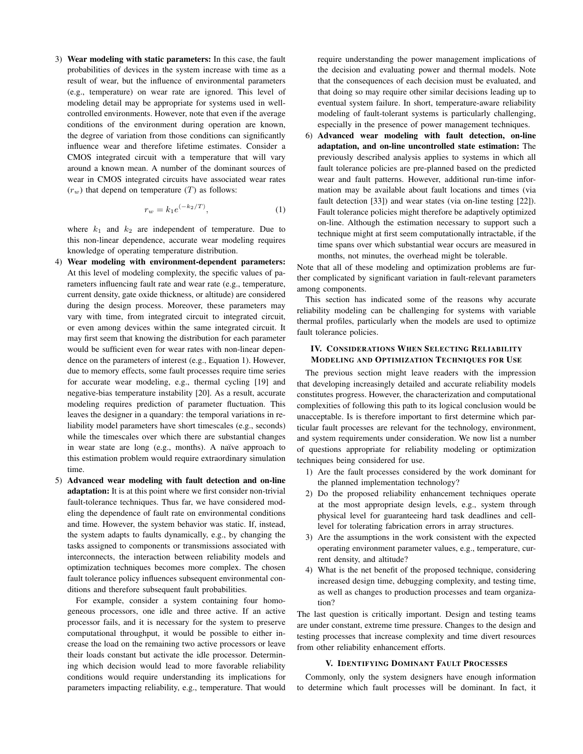3) **Wear modeling with static parameters:** In this case, the fault probabilities of devices in the system increase with time as a result of wear, but the influence of environmental parameters (e.g., temperature) on wear rate are ignored. This level of modeling detail may be appropriate for systems used in well-controlled environments. However, note that even if the average conditions of the environment during operation are known, the degree of variation from those conditions can significantly influence wear and therefore lifetime estimates. Consider a CMOS integrated circuit with a temperature that will vary around a known mean. A number of the dominant sources of wear in CMOS integrated circuits have associated wear rates ($r_w$) that depend on temperature ($T$) as follows:

$$r_w = k_1 e^{(-k_2/T)}, \tag{1}$$

where $k_1$ and $k_2$ are independent of temperature. Due to this non-linear dependence, accurate wear modeling requires knowledge of operating temperature distribution.

4) **Wear modeling with environment-dependent parameters:** At this level of modeling complexity, the specific values of parameters influencing fault rate and wear rate (e.g., temperature, current density, gate oxide thickness, or altitude) are considered during the design process. Moreover, these parameters may vary with time, from integrated circuit to integrated circuit, or even among devices within the same integrated circuit. It may first seem that knowing the distribution for each parameter would be sufficient even for wear rates with non-linear dependence on the parameters of interest (e.g., Equation 1). However, due to memory effects, some fault processes require time series for accurate wear modeling, e.g., thermal cycling [19] and negative-bias temperature instability [20]. As a result, accurate modeling requires prediction of parameter fluctuation. This leaves the designer in a quandary: the temporal variations in reliability model parameters have short timescales (e.g., seconds) while the timescales over which there are substantial changes in wear state are long (e.g., months). A naïve approach to this estimation problem would require extraordinary simulation time.

5) **Advanced wear modeling with fault detection and on-line adaptation:** It is at this point where we first consider non-trivial fault-tolerance techniques. Thus far, we have considered modeling the dependence of fault rate on environmental conditions and time. However, the system behavior was static. If, instead, the system adapts to faults dynamically, e.g., by changing the tasks assigned to components or transmissions associated with interconnects, the interaction between reliability models and optimization techniques becomes more complex. The chosen fault tolerance policy influences subsequent environmental conditions and therefore subsequent fault probabilities.

   For example, consider a system containing four homogeneous processors, one idle and three active. If an active processor fails, and it is necessary for the system to preserve computational throughput, it would be possible to either increase the load on the remaining two active processors or leave their loads constant but activate the idle processor. Determining which decision would lead to more favorable reliability conditions would require understanding its implications for parameters impacting reliability, e.g., temperature. That would require understanding the power management implications of the decision and evaluating power and thermal models. Note that the consequences of each decision must be evaluated, and that doing so may require other similar decisions leading up to eventual system failure. In short, temperature-aware reliability modeling of fault-tolerant systems is particularly challenging, especially in the presence of power management techniques.

6) **Advanced wear modeling with fault detection, on-line adaptation, and on-line uncontrolled state estimation:** The previously described analysis applies to systems in which all fault tolerance policies are pre-planned based on the predicted wear and fault patterns. However, additional run-time information may be available about fault locations and times (via fault detection [33]) and wear states (via on-line testing [22]). Fault tolerance policies might therefore be adaptively optimized on-line. Although the estimation necessary to support such a technique might at first seem computationally intractable, if the time spans over which substantial wear occurs are measured in months, not minutes, the overhead might be tolerable.

Note that all of these modeling and optimization problems are further complicated by significant variation in fault-relevant parameters among components.

This section has indicated some of the reasons why accurate reliability modeling can be challenging for systems with variable thermal profiles, particularly when the models are used to optimize fault tolerance policies.

## IV. Considerations When Selecting Reliability Modeling and Optimization Techniques for Use

The previous section might leave readers with the impression that developing increasingly detailed and accurate reliability models constitutes progress. However, the characterization and computational complexities of following this path to its logical conclusion would be unacceptable. Is is therefore important to first determine which particular fault processes are relevant for the technology, environment, and system requirements under consideration. We now list a number of questions appropriate for reliability modeling or optimization techniques being considered for use.

1) Are the fault processes considered by the work dominant for the planned implementation technology?
2) Do the proposed reliability enhancement techniques operate at the most appropriate design levels, e.g., system through physical level for guaranteeing hard task deadlines and cell-level for tolerating fabrication errors in array structures.
3) Are the assumptions in the work consistent with the expected operating environment parameter values, e.g., temperature, current density, and altitude?
4) What is the net benefit of the proposed technique, considering increased design time, debugging complexity, and testing time, as well as changes to production processes and team organization?

The last question is critically important. Design and testing teams are under constant, extreme time pressure. Changes to the design and testing processes that increase complexity and time divert resources from other reliability enhancement efforts.

## V. Identifying Dominant Fault Processes

Commonly, only the system designers have enough information to determine which fault processes will be dominant. In fact, it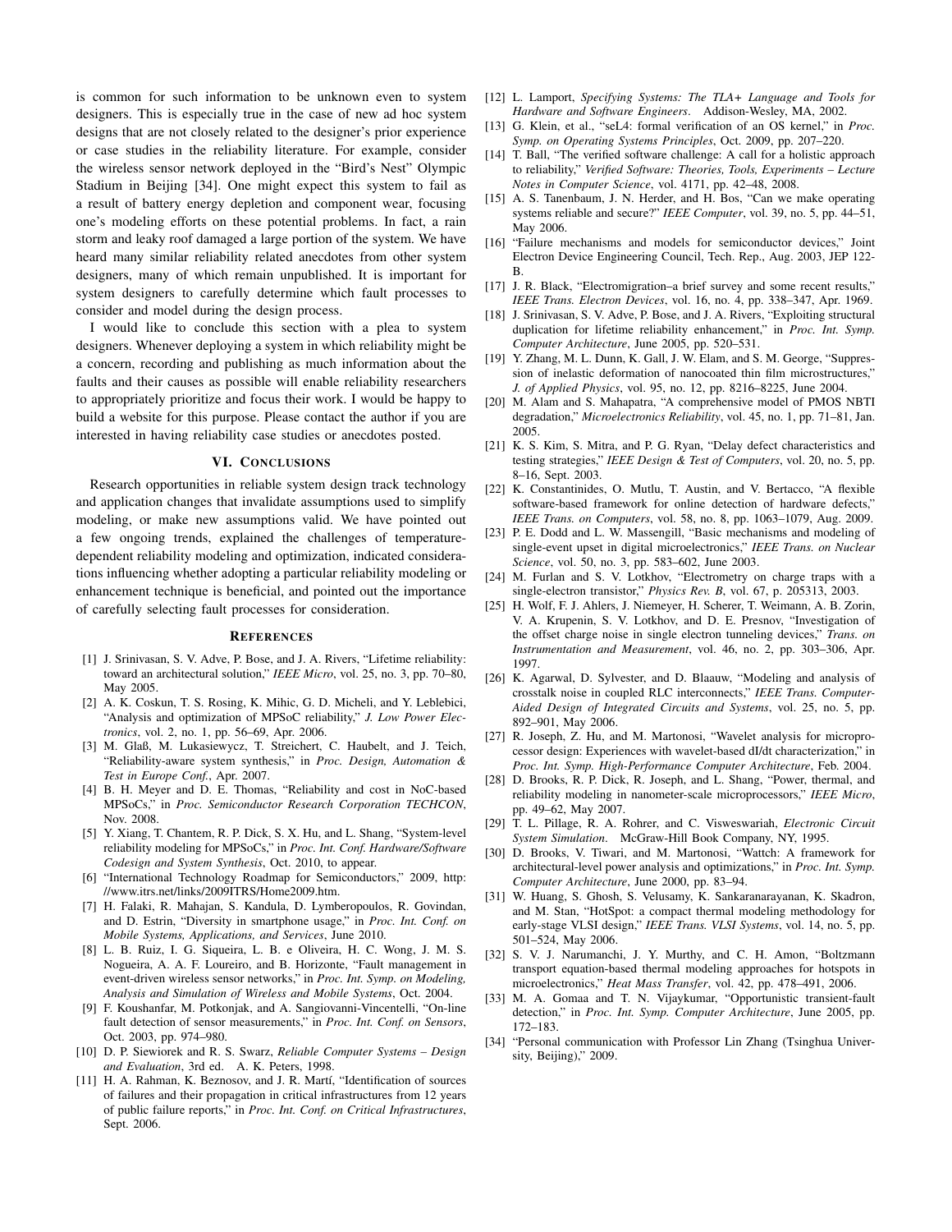is common for such information to be unknown even to system designers. This is especially true in the case of new ad hoc system designs that are not closely related to the designer's prior experience or case studies in the reliability literature. For example, consider the wireless sensor network deployed in the "Bird's Nest" Olympic Stadium in Beijing [34]. One might expect this system to fail as a result of battery energy depletion and component wear, focusing one's modeling efforts on these potential problems. In fact, a rain storm and leaky roof damaged a large portion of the system. We have heard many similar reliability related anecdotes from other system designers, many of which remain unpublished. It is important for system designers to carefully determine which fault processes to consider and model during the design process.

I would like to conclude this section with a plea to system designers. Whenever deploying a system in which reliability might be a concern, recording and publishing as much information about the faults and their causes as possible will enable reliability researchers to appropriately prioritize and focus their work. I would be happy to build a website for this purpose. Please contact the author if you are interested in having reliability case studies or anecdotes posted.

## VI. Conclusions

Research opportunities in reliable system design track technology and application changes that invalidate assumptions used to simplify modeling, or make new assumptions valid. We have pointed out a few ongoing trends, explained the challenges of temperature-dependent reliability modeling and optimization, indicated considerations influencing whether adopting a particular reliability modeling or enhancement technique is beneficial, and pointed out the importance of carefully selecting fault processes for consideration.

## References

[1] J. Srinivasan, S. V. Adve, P. Bose, and J. A. Rivers, "Lifetime reliability: toward an architectural solution," *IEEE Micro*, vol. 25, no. 3, pp. 70–80, May 2005.

[2] A. K. Coskun, T. S. Rosing, K. Mihic, G. D. Micheli, and Y. Leblebici, "Analysis and optimization of MPSoC reliability," *J. Low Power Electronics*, vol. 2, no. 1, pp. 56–69, Apr. 2006.

[3] M. Glaß, M. Lukasiewycz, T. Streichert, C. Haubelt, and J. Teich, "Reliability-aware system synthesis," in *Proc. Design, Automation & Test in Europe Conf.*, Apr. 2007.

[4] B. H. Meyer and D. E. Thomas, "Reliability and cost in NoC-based MPSoCs," in *Proc. Semiconductor Research Corporation TECHCON*, Nov. 2008.

[5] Y. Xiang, T. Chantem, R. P. Dick, S. X. Hu, and L. Shang, "System-level reliability modeling for MPSoCs," in *Proc. Int. Conf. Hardware/Software Codesign and System Synthesis*, Oct. 2010, to appear.

[6] "International Technology Roadmap for Semiconductors," 2009, http://www.itrs.net/links/2009ITRS/Home2009.htm.

[7] H. Falaki, R. Mahajan, S. Kandula, D. Lymberopoulos, R. Govindan, and D. Estrin, "Diversity in smartphone usage," in *Proc. Int. Conf. on Mobile Systems, Applications, and Services*, June 2010.

[8] L. B. Ruiz, I. G. Siqueira, L. B. e Oliveira, H. C. Wong, J. M. S. Nogueira, A. A. F. Loureiro, and B. Horizonte, "Fault management in event-driven wireless sensor networks," in *Proc. Int. Symp. on Modeling, Analysis and Simulation of Wireless and Mobile Systems*, Oct. 2004.

[9] F. Koushanfar, M. Potkonjak, and A. Sangiovanni-Vincentelli, "On-line fault detection of sensor measurements," in *Proc. Int. Conf. on Sensors*, Oct. 2003, pp. 974–980.

[10] D. P. Siewiorek and R. S. Swarz, *Reliable Computer Systems – Design and Evaluation*, 3rd ed. A. K. Peters, 1998.

[11] H. A. Rahman, K. Beznosov, and J. R. Martí, "Identification of sources of failures and their propagation in critical infrastructures from 12 years of public failure reports," in *Proc. Int. Conf. on Critical Infrastructures*, Sept. 2006.

[12] L. Lamport, *Specifying Systems: The TLA+ Language and Tools for Hardware and Software Engineers*. Addison-Wesley, MA, 2002.

[13] G. Klein, et al., "seL4: formal verification of an OS kernel," in *Proc. Symp. on Operating Systems Principles*, Oct. 2009, pp. 207–220.

[14] T. Ball, "The verified software challenge: A call for a holistic approach to reliability," *Verified Software: Theories, Tools, Experiments – Lecture Notes in Computer Science*, vol. 4171, pp. 42–48, 2008.

[15] A. S. Tanenbaum, J. N. Herder, and H. Bos, "Can we make operating systems reliable and secure?" *IEEE Computer*, vol. 39, no. 5, pp. 44–51, May 2006.

[16] "Failure mechanisms and models for semiconductor devices," Joint Electron Device Engineering Council, Tech. Rep., Aug. 2003, JEP 122-B.

[17] J. R. Black, "Electromigration–a brief survey and some recent results," *IEEE Trans. Electron Devices*, vol. 16, no. 4, pp. 338–347, Apr. 1969.

[18] J. Srinivasan, S. V. Adve, P. Bose, and J. A. Rivers, "Exploiting structural duplication for lifetime reliability enhancement," in *Proc. Int. Symp. Computer Architecture*, June 2005, pp. 520–531.

[19] Y. Zhang, M. L. Dunn, K. Gall, J. W. Elam, and S. M. George, "Suppression of inelastic deformation of nanocoated thin film microstructures," *J. of Applied Physics*, vol. 95, no. 12, pp. 8216–8225, June 2004.

[20] M. Alam and S. Mahapatra, "A comprehensive model of PMOS NBTI degradation," *Microelectronics Reliability*, vol. 45, no. 1, pp. 71–81, Jan. 2005.

[21] K. S. Kim, S. Mitra, and P. G. Ryan, "Delay defect characteristics and testing strategies," *IEEE Design & Test of Computers*, vol. 20, no. 5, pp. 8–16, Sept. 2003.

[22] K. Constantinides, O. Mutlu, T. Austin, and V. Bertacco, "A flexible software-based framework for online detection of hardware defects," *IEEE Trans. on Computers*, vol. 58, no. 8, pp. 1063–1079, Aug. 2009.

[23] P. E. Dodd and L. W. Massengill, "Basic mechanisms and modeling of single-event upset in digital microelectronics," *IEEE Trans. on Nuclear Science*, vol. 50, no. 3, pp. 583–602, June 2003.

[24] M. Furlan and S. V. Lotkhov, "Electrometry on charge traps with a single-electron transistor," *Physics Rev. B*, vol. 67, p. 205313, 2003.

[25] H. Wolf, F. J. Ahlers, J. Niemeyer, H. Scherer, T. Weimann, A. B. Zorin, V. A. Krupenin, S. V. Lotkhov, and D. E. Presnov, "Investigation of the offset charge noise in single electron tunneling devices," *Trans. on Instrumentation and Measurement*, vol. 46, no. 2, pp. 303–306, Apr. 1997.

[26] K. Agarwal, D. Sylvester, and D. Blaauw, "Modeling and analysis of crosstalk noise in coupled RLC interconnects," *IEEE Trans. Computer-Aided Design of Integrated Circuits and Systems*, vol. 25, no. 5, pp. 892–901, May 2006.

[27] R. Joseph, Z. Hu, and M. Martonosi, "Wavelet analysis for microprocessor design: Experiences with wavelet-based dI/dt characterization," in *Proc. Int. Symp. High-Performance Computer Architecture*, Feb. 2004.

[28] D. Brooks, R. P. Dick, R. Joseph, and L. Shang, "Power, thermal, and reliability modeling in nanometer-scale microprocessors," *IEEE Micro*, pp. 49–62, May 2007.

[29] T. L. Pillage, R. A. Rohrer, and C. Visweswariah, *Electronic Circuit System Simulation*. McGraw-Hill Book Company, NY, 1995.

[30] D. Brooks, V. Tiwari, and M. Martonosi, "Wattch: A framework for architectural-level power analysis and optimizations," in *Proc. Int. Symp. Computer Architecture*, June 2000, pp. 83–94.

[31] W. Huang, S. Ghosh, S. Velusamy, K. Sankaranarayanan, K. Skadron, and M. Stan, "HotSpot: a compact thermal modeling methodology for early-stage VLSI design," *IEEE Trans. VLSI Systems*, vol. 14, no. 5, pp. 501–524, May 2006.

[32] S. V. J. Narumanchi, J. Y. Murthy, and C. H. Amon, "Boltzmann transport equation-based thermal modeling approaches for hotspots in microelectronics," *Heat Mass Transfer*, vol. 42, pp. 478–491, 2006.

[33] M. A. Gomaa and T. N. Vijaykumar, "Opportunistic transient-fault detection," in *Proc. Int. Symp. Computer Architecture*, June 2005, pp. 172–183.

[34] "Personal communication with Professor Lin Zhang (Tsinghua University, Beijing)," 2009.